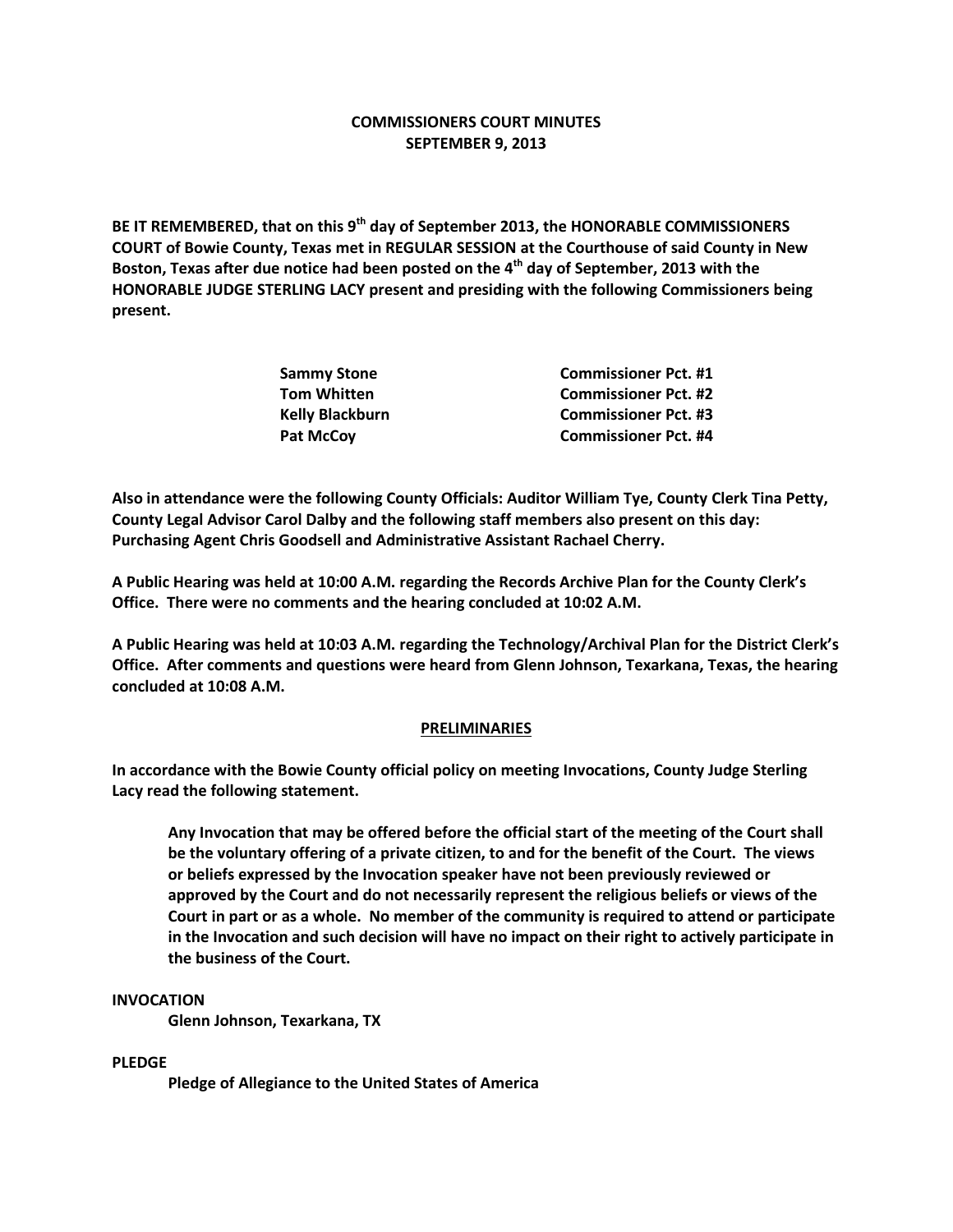**COMMISSIONERS COURT MINUTES**
**SEPTEMBER 9, 2013**

**BE IT REMEMBERED, that on this 9th day of September 2013, the HONORABLE COMMISSIONERS COURT of Bowie County, Texas met in REGULAR SESSION at the Courthouse of said County in New Boston, Texas after due notice had been posted on the 4th day of September, 2013 with the HONORABLE JUDGE STERLING LACY present and presiding with the following Commissioners being present.**

| | |
|---|---|
| **Sammy Stone** | **Commissioner Pct. #1** |
| **Tom Whitten** | **Commissioner Pct. #2** |
| **Kelly Blackburn** | **Commissioner Pct. #3** |
| **Pat McCoy** | **Commissioner Pct. #4** |

**Also in attendance were the following County Officials: Auditor William Tye, County Clerk Tina Petty, County Legal Advisor Carol Dalby and the following staff members also present on this day: Purchasing Agent Chris Goodsell and Administrative Assistant Rachael Cherry.**

**A Public Hearing was held at 10:00 A.M. regarding the Records Archive Plan for the County Clerk's Office. There were no comments and the hearing concluded at 10:02 A.M.**

**A Public Hearing was held at 10:03 A.M. regarding the Technology/Archival Plan for the District Clerk's Office. After comments and questions were heard from Glenn Johnson, Texarkana, Texas, the hearing concluded at 10:08 A.M.**

**PRELIMINARIES**

**In accordance with the Bowie County official policy on meeting Invocations, County Judge Sterling Lacy read the following statement.**

> **Any Invocation that may be offered before the official start of the meeting of the Court shall be the voluntary offering of a private citizen, to and for the benefit of the Court. The views or beliefs expressed by the Invocation speaker have not been previously reviewed or approved by the Court and do not necessarily represent the religious beliefs or views of the Court in part or as a whole. No member of the community is required to attend or participate in the Invocation and such decision will have no impact on their right to actively participate in the business of the Court.**

**INVOCATION**

**Glenn Johnson, Texarkana, TX**

**PLEDGE**

**Pledge of Allegiance to the United States of America**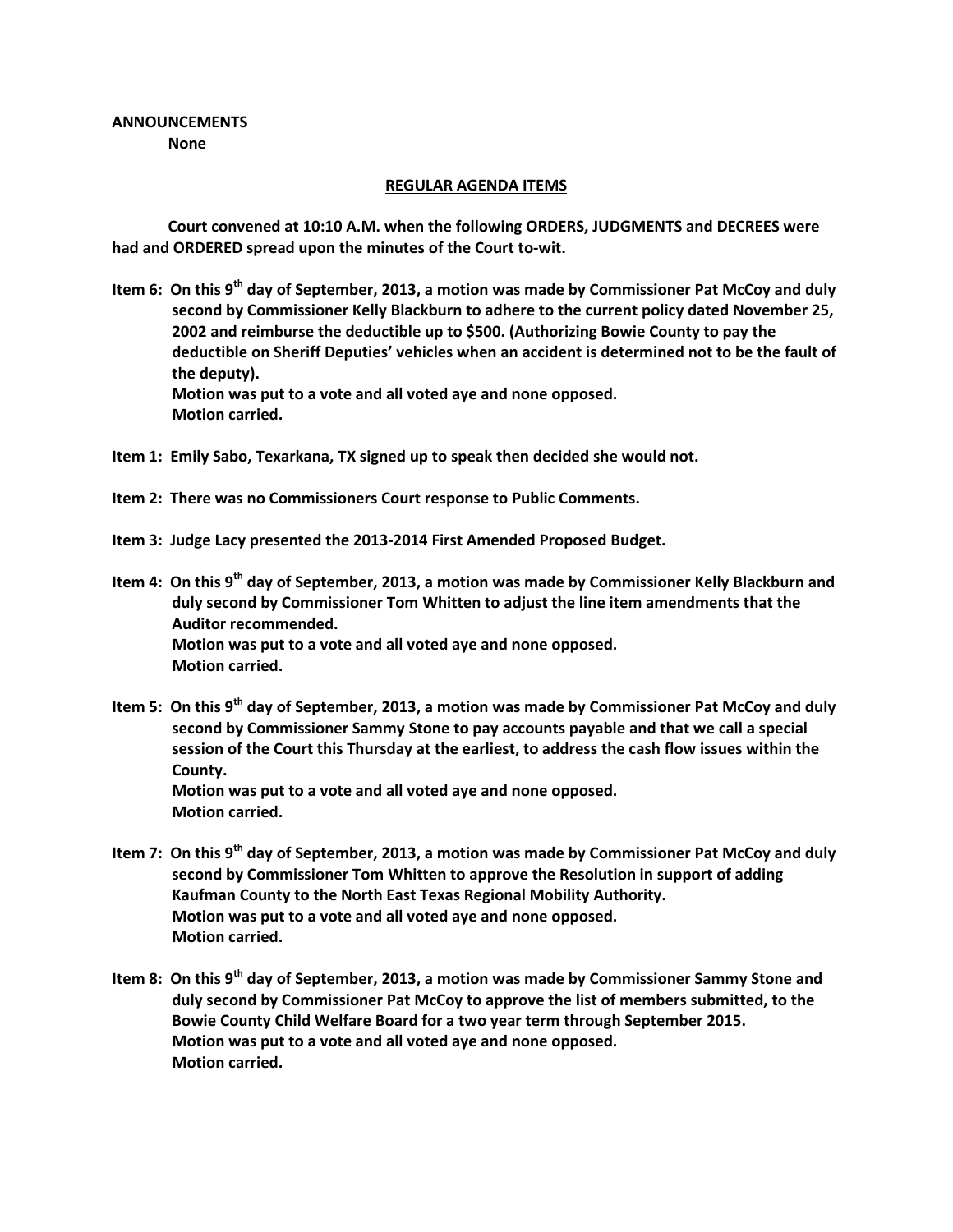**ANNOUNCEMENTS**

**None**

**REGULAR AGENDA ITEMS**

**Court convened at 10:10 A.M. when the following ORDERS, JUDGMENTS and DECREES were had and ORDERED spread upon the minutes of the Court to-wit.**

**Item 6: On this 9th day of September, 2013, a motion was made by Commissioner Pat McCoy and duly second by Commissioner Kelly Blackburn to adhere to the current policy dated November 25, 2002 and reimburse the deductible up to $500. (Authorizing Bowie County to pay the deductible on Sheriff Deputies' vehicles when an accident is determined not to be the fault of the deputy).**
**Motion was put to a vote and all voted aye and none opposed.**
**Motion carried.**

**Item 1: Emily Sabo, Texarkana, TX signed up to speak then decided she would not.**

**Item 2: There was no Commissioners Court response to Public Comments.**

**Item 3: Judge Lacy presented the 2013-2014 First Amended Proposed Budget.**

**Item 4: On this 9th day of September, 2013, a motion was made by Commissioner Kelly Blackburn and duly second by Commissioner Tom Whitten to adjust the line item amendments that the Auditor recommended.**
**Motion was put to a vote and all voted aye and none opposed.**
**Motion carried.**

**Item 5: On this 9th day of September, 2013, a motion was made by Commissioner Pat McCoy and duly second by Commissioner Sammy Stone to pay accounts payable and that we call a special session of the Court this Thursday at the earliest, to address the cash flow issues within the County.**
**Motion was put to a vote and all voted aye and none opposed.**
**Motion carried.**

**Item 7: On this 9th day of September, 2013, a motion was made by Commissioner Pat McCoy and duly second by Commissioner Tom Whitten to approve the Resolution in support of adding Kaufman County to the North East Texas Regional Mobility Authority.**
**Motion was put to a vote and all voted aye and none opposed.**
**Motion carried.**

**Item 8: On this 9th day of September, 2013, a motion was made by Commissioner Sammy Stone and duly second by Commissioner Pat McCoy to approve the list of members submitted, to the Bowie County Child Welfare Board for a two year term through September 2015.**
**Motion was put to a vote and all voted aye and none opposed.**
**Motion carried.**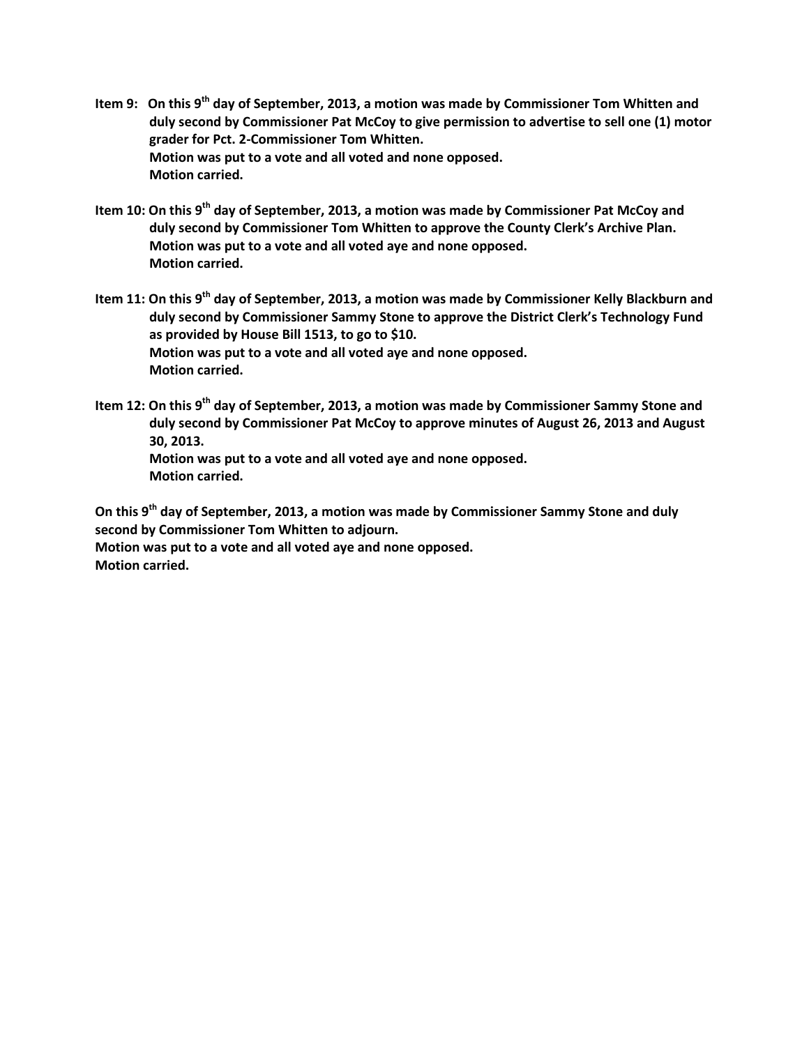**Item 9: On this 9th day of September, 2013, a motion was made by Commissioner Tom Whitten and duly second by Commissioner Pat McCoy to give permission to advertise to sell one (1) motor grader for Pct. 2-Commissioner Tom Whitten.**
**Motion was put to a vote and all voted and none opposed.**
**Motion carried.**

**Item 10: On this 9th day of September, 2013, a motion was made by Commissioner Pat McCoy and duly second by Commissioner Tom Whitten to approve the County Clerk's Archive Plan.**
**Motion was put to a vote and all voted aye and none opposed.**
**Motion carried.**

**Item 11: On this 9th day of September, 2013, a motion was made by Commissioner Kelly Blackburn and duly second by Commissioner Sammy Stone to approve the District Clerk's Technology Fund as provided by House Bill 1513, to go to $10.**
**Motion was put to a vote and all voted aye and none opposed.**
**Motion carried.**

**Item 12: On this 9th day of September, 2013, a motion was made by Commissioner Sammy Stone and duly second by Commissioner Pat McCoy to approve minutes of August 26, 2013 and August 30, 2013.**
**Motion was put to a vote and all voted aye and none opposed.**
**Motion carried.**

**On this 9th day of September, 2013, a motion was made by Commissioner Sammy Stone and duly second by Commissioner Tom Whitten to adjourn.**
**Motion was put to a vote and all voted aye and none opposed.**
**Motion carried.**